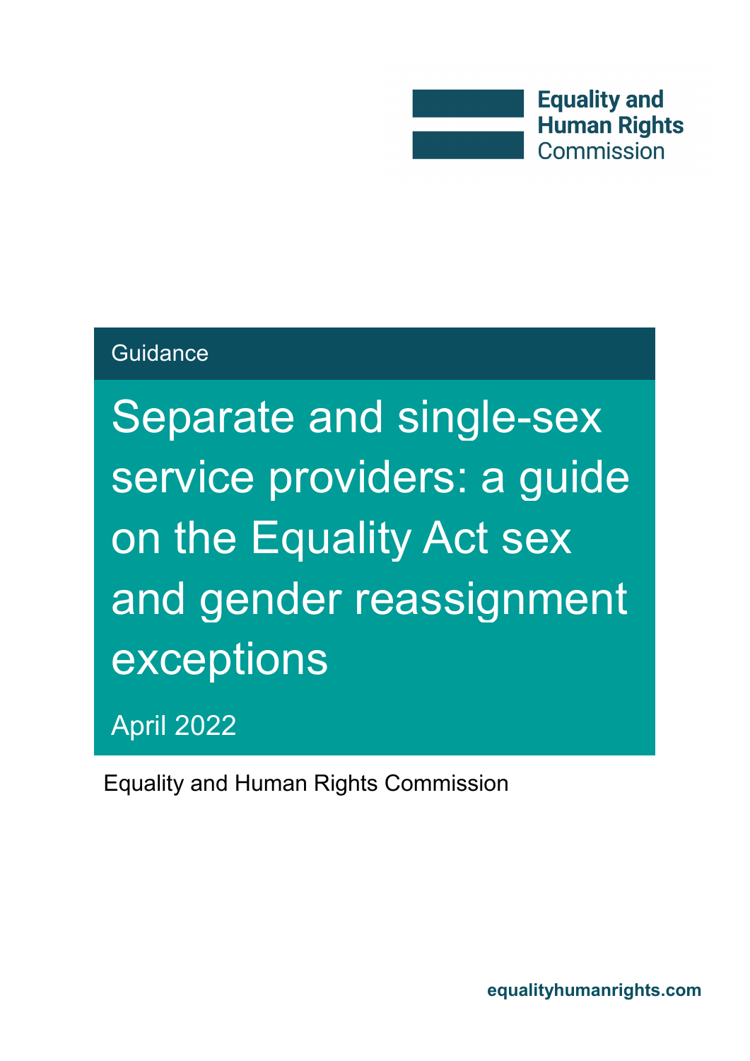Equality and Human Rights Commission

Guidance

# Separate and single-sex service providers: a guide on the Equality Act sex and gender reassignment exceptions

April 2022

Equality and Human Rights Commission

equalityhumanrights.com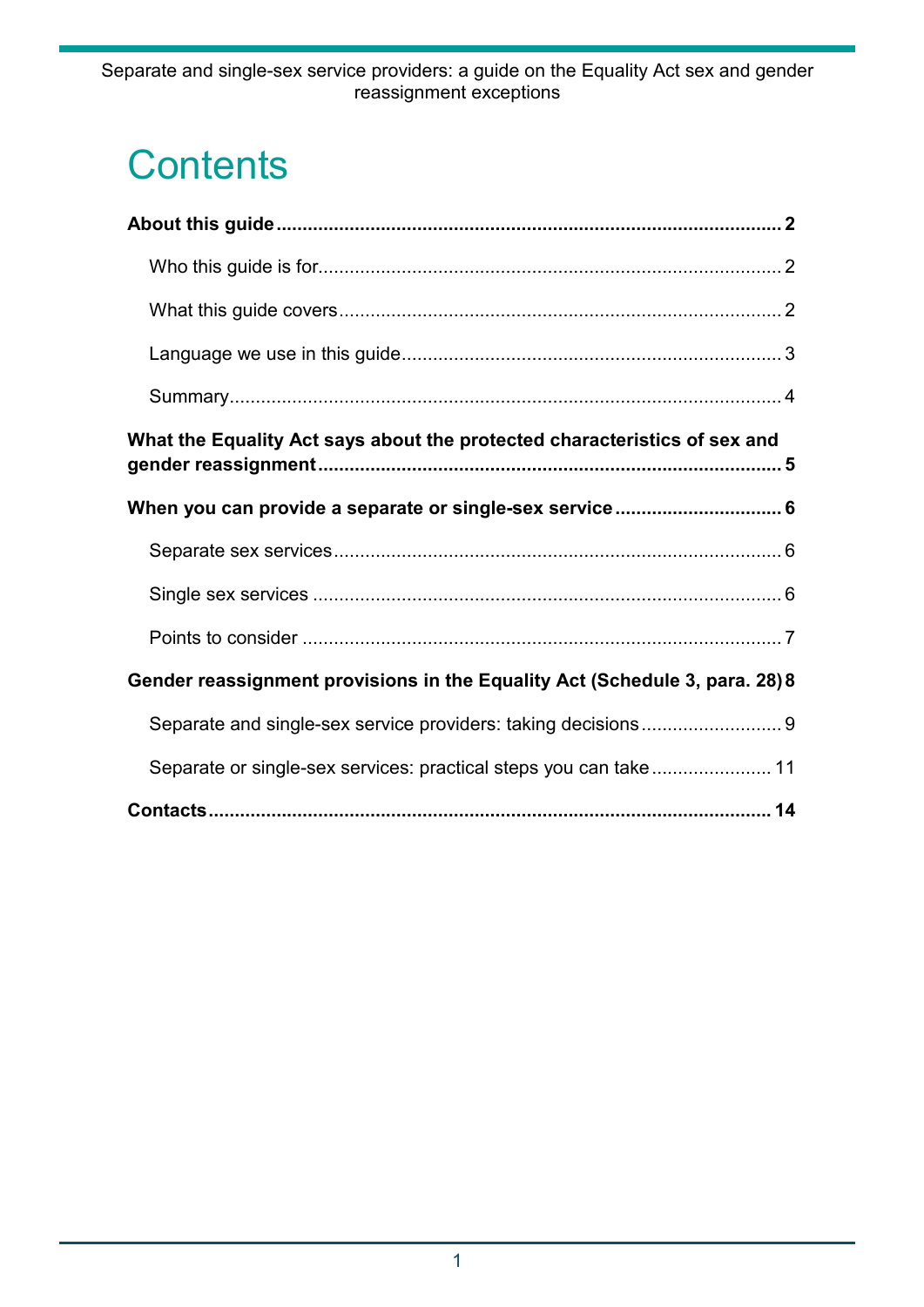# Contents

**About this guide** **2**

- Who this guide is for 2
- What this guide covers 2
- Language we use in this guide 3
- Summary 4

**What the Equality Act says about the protected characteristics of sex and gender reassignment** **5**

**When you can provide a separate or single-sex service** **6**

- Separate sex services 6
- Single sex services 6
- Points to consider 7

**Gender reassignment provisions in the Equality Act (Schedule 3, para. 28)** **8**

- Separate and single-sex service providers: taking decisions 9
- Separate or single-sex services: practical steps you can take 11

**Contacts** **14**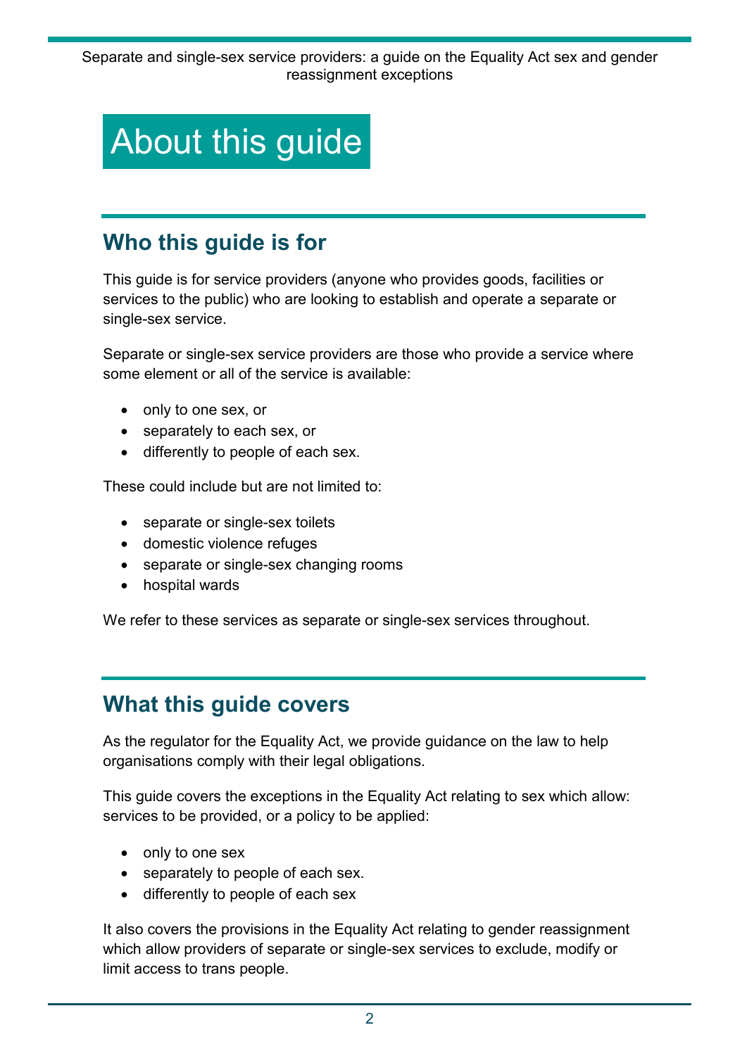# About this guide

## Who this guide is for

This guide is for service providers (anyone who provides goods, facilities or services to the public) who are looking to establish and operate a separate or single-sex service.

Separate or single-sex service providers are those who provide a service where some element or all of the service is available:

- only to one sex, or
- separately to each sex, or
- differently to people of each sex.

These could include but are not limited to:

- separate or single-sex toilets
- domestic violence refuges
- separate or single-sex changing rooms
- hospital wards

We refer to these services as separate or single-sex services throughout.

## What this guide covers

As the regulator for the Equality Act, we provide guidance on the law to help organisations comply with their legal obligations.

This guide covers the exceptions in the Equality Act relating to sex which allow: services to be provided, or a policy to be applied:

- only to one sex
- separately to people of each sex.
- differently to people of each sex

It also covers the provisions in the Equality Act relating to gender reassignment which allow providers of separate or single-sex services to exclude, modify or limit access to trans people.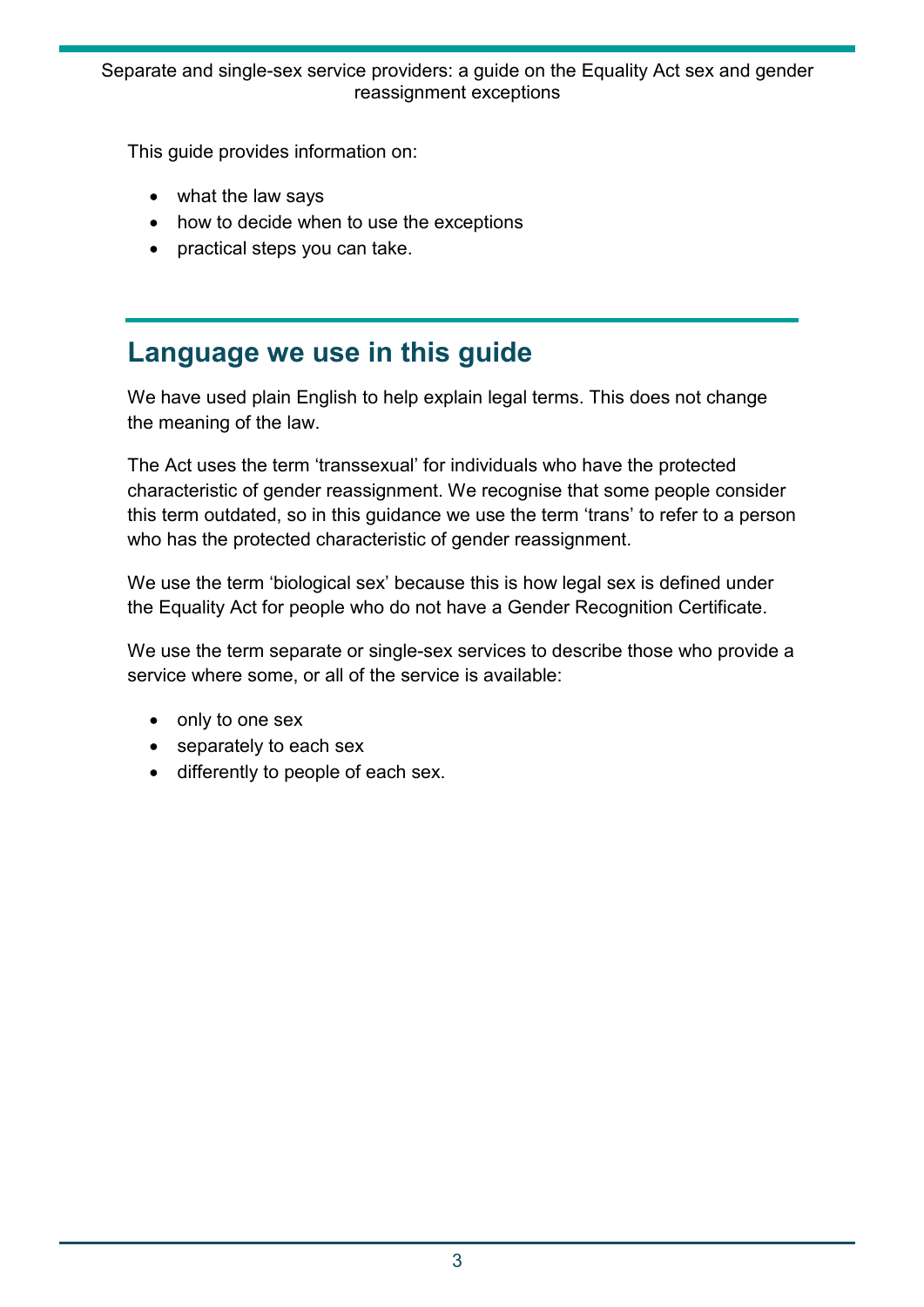This guide provides information on:

- what the law says
- how to decide when to use the exceptions
- practical steps you can take.

## Language we use in this guide

We have used plain English to help explain legal terms. This does not change the meaning of the law.

The Act uses the term 'transsexual' for individuals who have the protected characteristic of gender reassignment. We recognise that some people consider this term outdated, so in this guidance we use the term 'trans' to refer to a person who has the protected characteristic of gender reassignment.

We use the term 'biological sex' because this is how legal sex is defined under the Equality Act for people who do not have a Gender Recognition Certificate.

We use the term separate or single-sex services to describe those who provide a service where some, or all of the service is available:

- only to one sex
- separately to each sex
- differently to people of each sex.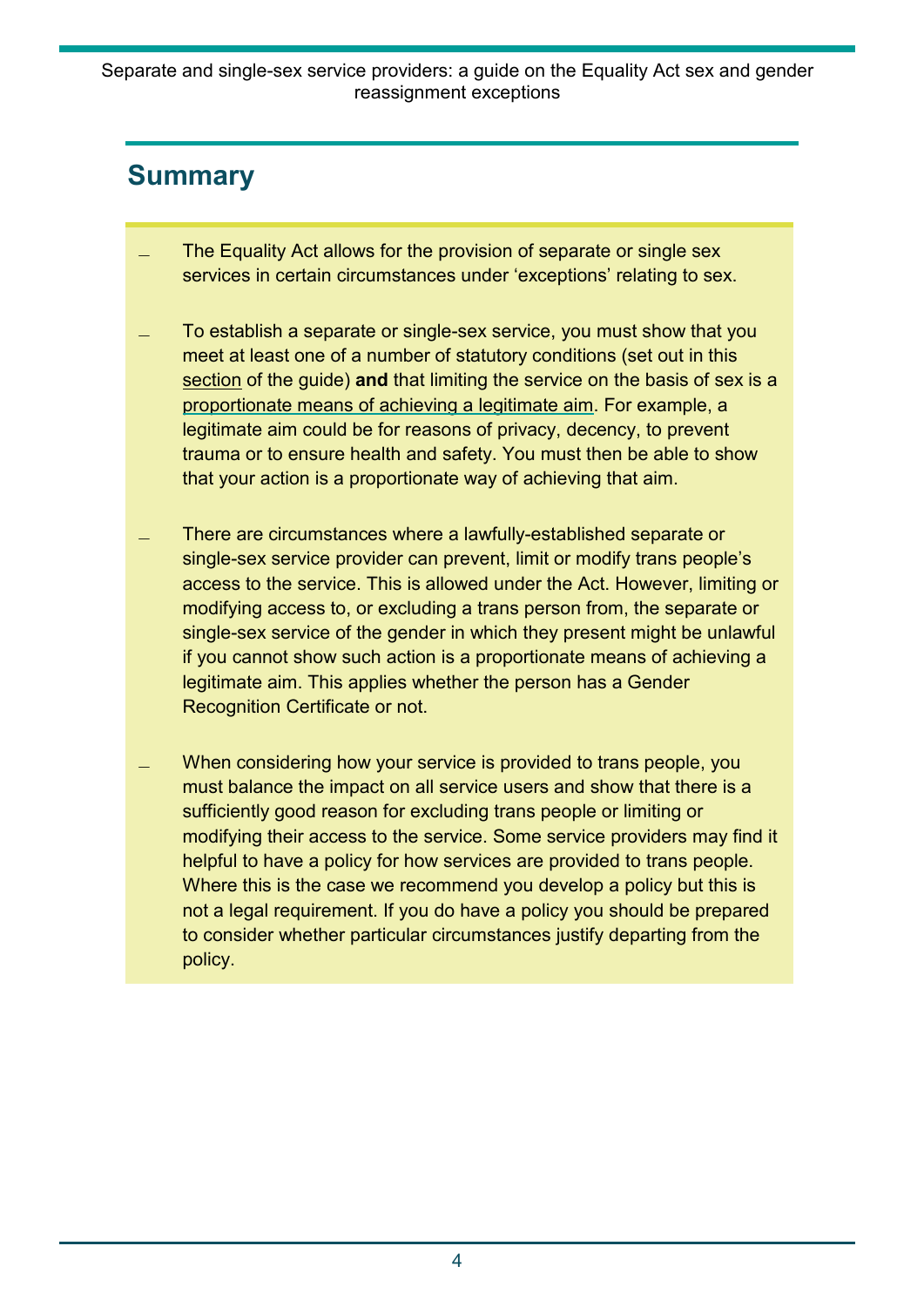## Summary

- The Equality Act allows for the provision of separate or single sex services in certain circumstances under ‘exceptions’ relating to sex.
- To establish a separate or single-sex service, you must show that you meet at least one of a number of statutory conditions (set out in this section of the guide) **and** that limiting the service on the basis of sex is a proportionate means of achieving a legitimate aim. For example, a legitimate aim could be for reasons of privacy, decency, to prevent trauma or to ensure health and safety. You must then be able to show that your action is a proportionate way of achieving that aim.
- There are circumstances where a lawfully-established separate or single-sex service provider can prevent, limit or modify trans people’s access to the service. This is allowed under the Act. However, limiting or modifying access to, or excluding a trans person from, the separate or single-sex service of the gender in which they present might be unlawful if you cannot show such action is a proportionate means of achieving a legitimate aim. This applies whether the person has a Gender Recognition Certificate or not.
- When considering how your service is provided to trans people, you must balance the impact on all service users and show that there is a sufficiently good reason for excluding trans people or limiting or modifying their access to the service. Some service providers may find it helpful to have a policy for how services are provided to trans people. Where this is the case we recommend you develop a policy but this is not a legal requirement. If you do have a policy you should be prepared to consider whether particular circumstances justify departing from the policy.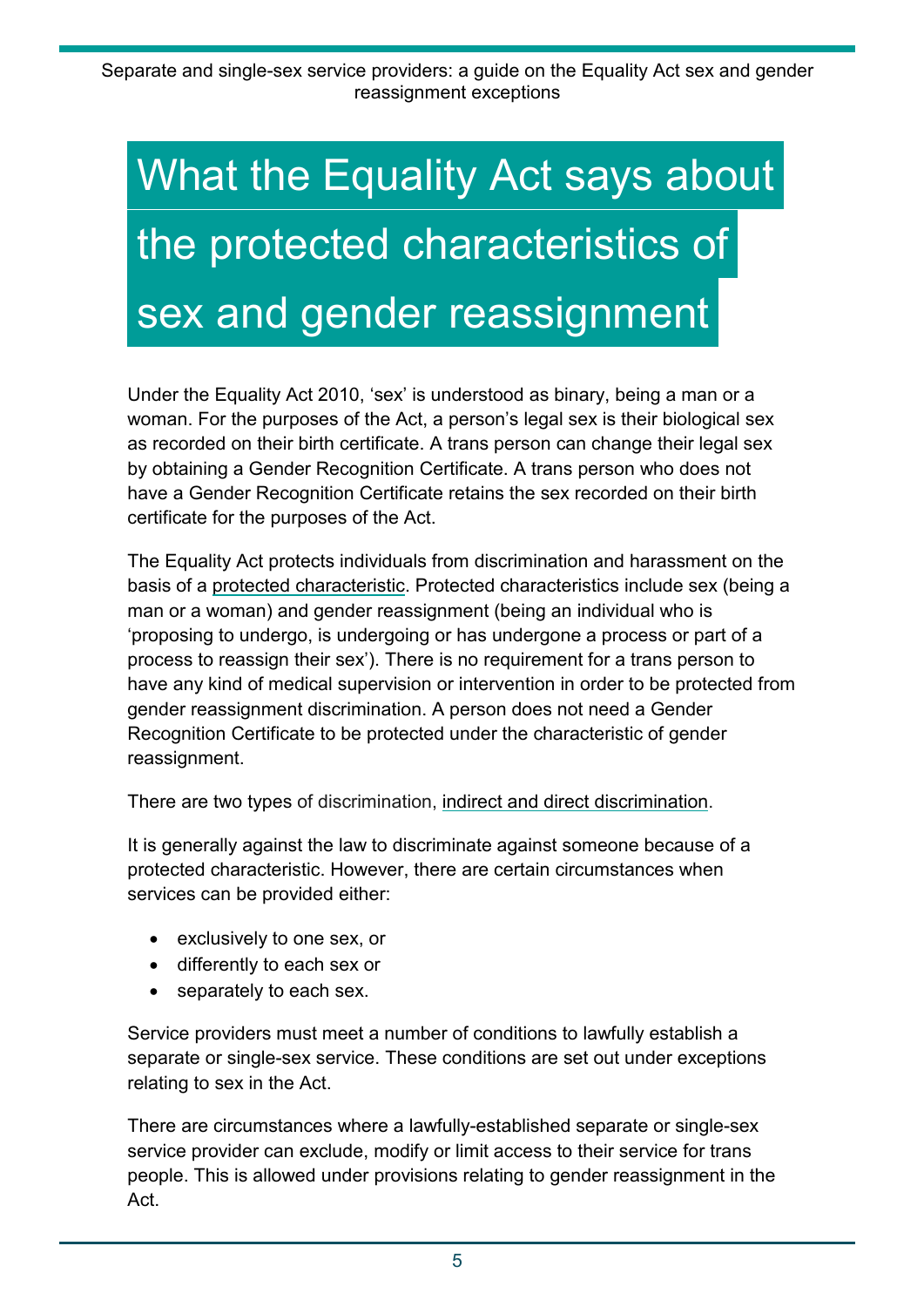# What the Equality Act says about the protected characteristics of sex and gender reassignment

Under the Equality Act 2010, 'sex' is understood as binary, being a man or a woman. For the purposes of the Act, a person's legal sex is their biological sex as recorded on their birth certificate. A trans person can change their legal sex by obtaining a Gender Recognition Certificate. A trans person who does not have a Gender Recognition Certificate retains the sex recorded on their birth certificate for the purposes of the Act.

The Equality Act protects individuals from discrimination and harassment on the basis of a protected characteristic. Protected characteristics include sex (being a man or a woman) and gender reassignment (being an individual who is 'proposing to undergo, is undergoing or has undergone a process or part of a process to reassign their sex'). There is no requirement for a trans person to have any kind of medical supervision or intervention in order to be protected from gender reassignment discrimination. A person does not need a Gender Recognition Certificate to be protected under the characteristic of gender reassignment.

There are two types of discrimination, indirect and direct discrimination.

It is generally against the law to discriminate against someone because of a protected characteristic. However, there are certain circumstances when services can be provided either:

- exclusively to one sex, or
- differently to each sex or
- separately to each sex.

Service providers must meet a number of conditions to lawfully establish a separate or single-sex service. These conditions are set out under exceptions relating to sex in the Act.

There are circumstances where a lawfully-established separate or single-sex service provider can exclude, modify or limit access to their service for trans people. This is allowed under provisions relating to gender reassignment in the Act.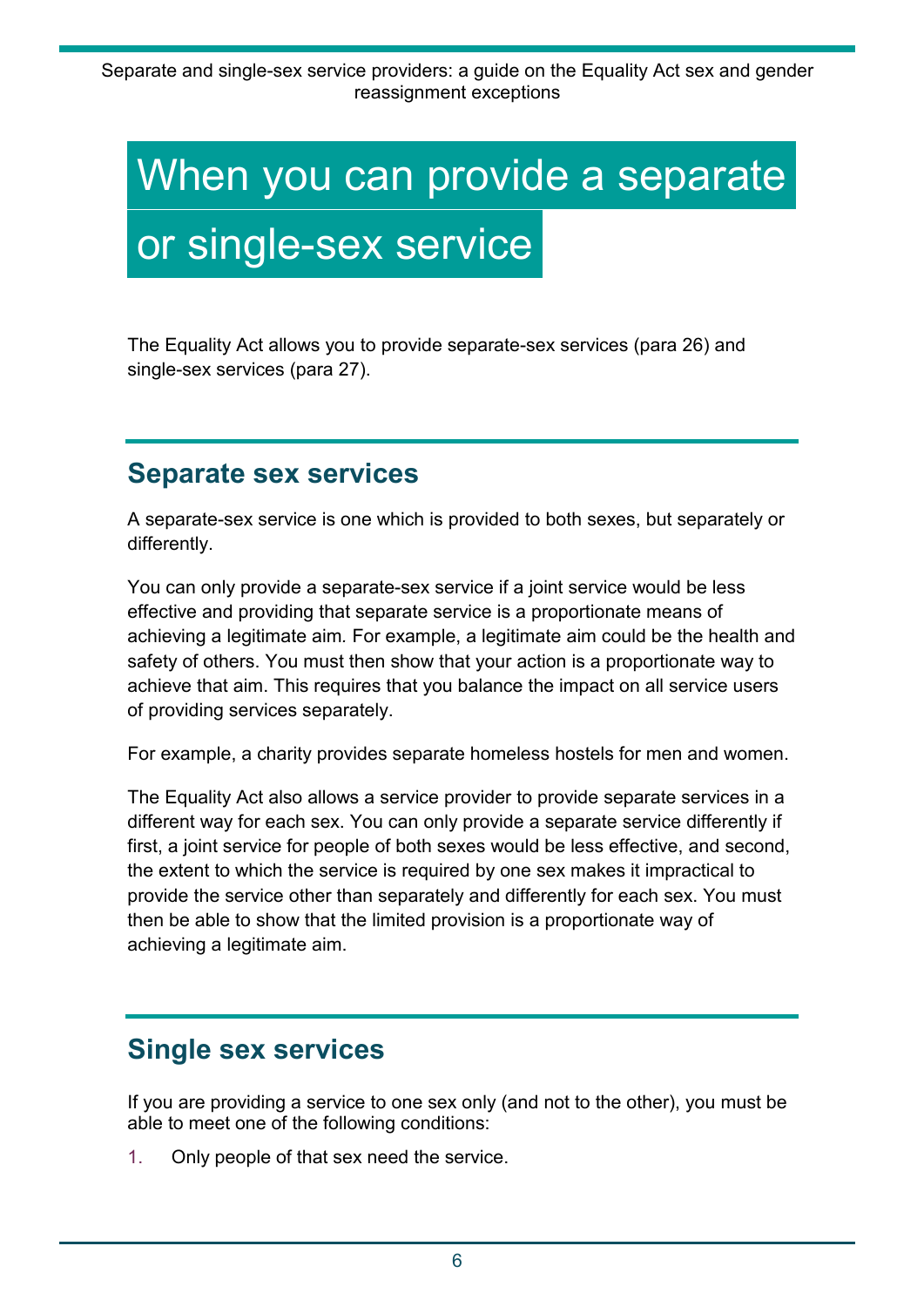# When you can provide a separate or single-sex service

The Equality Act allows you to provide separate-sex services (para 26) and single-sex services (para 27).

## Separate sex services

A separate-sex service is one which is provided to both sexes, but separately or differently.

You can only provide a separate-sex service if a joint service would be less effective and providing that separate service is a proportionate means of achieving a legitimate aim. For example, a legitimate aim could be the health and safety of others. You must then show that your action is a proportionate way to achieve that aim. This requires that you balance the impact on all service users of providing services separately.

For example, a charity provides separate homeless hostels for men and women.

The Equality Act also allows a service provider to provide separate services in a different way for each sex. You can only provide a separate service differently if first, a joint service for people of both sexes would be less effective, and second, the extent to which the service is required by one sex makes it impractical to provide the service other than separately and differently for each sex. You must then be able to show that the limited provision is a proportionate way of achieving a legitimate aim.

## Single sex services

If you are providing a service to one sex only (and not to the other), you must be able to meet one of the following conditions:

1. Only people of that sex need the service.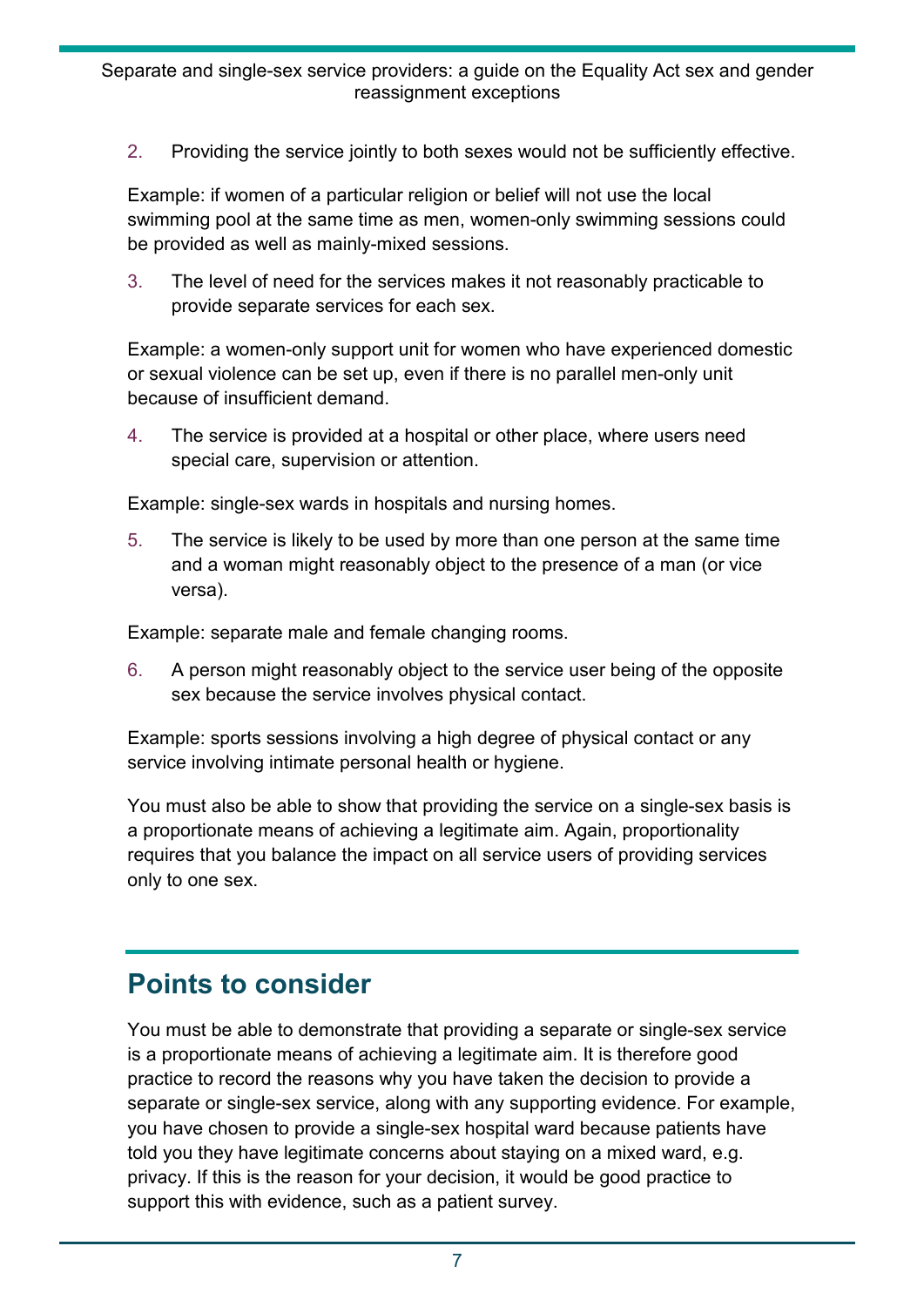2. Providing the service jointly to both sexes would not be sufficiently effective.

Example: if women of a particular religion or belief will not use the local swimming pool at the same time as men, women-only swimming sessions could be provided as well as mainly-mixed sessions.

3. The level of need for the services makes it not reasonably practicable to provide separate services for each sex.

Example: a women-only support unit for women who have experienced domestic or sexual violence can be set up, even if there is no parallel men-only unit because of insufficient demand.

4. The service is provided at a hospital or other place, where users need special care, supervision or attention.

Example: single-sex wards in hospitals and nursing homes.

5. The service is likely to be used by more than one person at the same time and a woman might reasonably object to the presence of a man (or vice versa).

Example: separate male and female changing rooms.

6. A person might reasonably object to the service user being of the opposite sex because the service involves physical contact.

Example: sports sessions involving a high degree of physical contact or any service involving intimate personal health or hygiene.

You must also be able to show that providing the service on a single-sex basis is a proportionate means of achieving a legitimate aim. Again, proportionality requires that you balance the impact on all service users of providing services only to one sex.

## Points to consider

You must be able to demonstrate that providing a separate or single-sex service is a proportionate means of achieving a legitimate aim. It is therefore good practice to record the reasons why you have taken the decision to provide a separate or single-sex service, along with any supporting evidence. For example, you have chosen to provide a single-sex hospital ward because patients have told you they have legitimate concerns about staying on a mixed ward, e.g. privacy. If this is the reason for your decision, it would be good practice to support this with evidence, such as a patient survey.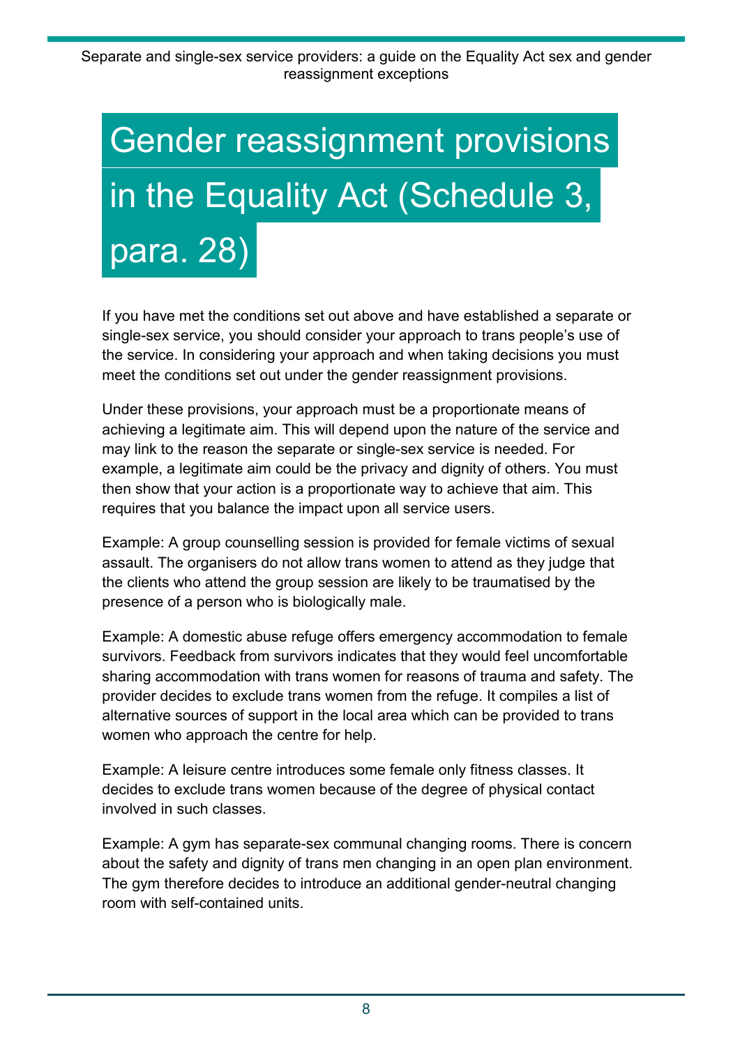# Gender reassignment provisions in the Equality Act (Schedule 3, para. 28)

If you have met the conditions set out above and have established a separate or single-sex service, you should consider your approach to trans people's use of the service. In considering your approach and when taking decisions you must meet the conditions set out under the gender reassignment provisions.

Under these provisions, your approach must be a proportionate means of achieving a legitimate aim. This will depend upon the nature of the service and may link to the reason the separate or single-sex service is needed. For example, a legitimate aim could be the privacy and dignity of others. You must then show that your action is a proportionate way to achieve that aim. This requires that you balance the impact upon all service users.

Example: A group counselling session is provided for female victims of sexual assault. The organisers do not allow trans women to attend as they judge that the clients who attend the group session are likely to be traumatised by the presence of a person who is biologically male.

Example: A domestic abuse refuge offers emergency accommodation to female survivors. Feedback from survivors indicates that they would feel uncomfortable sharing accommodation with trans women for reasons of trauma and safety. The provider decides to exclude trans women from the refuge. It compiles a list of alternative sources of support in the local area which can be provided to trans women who approach the centre for help.

Example: A leisure centre introduces some female only fitness classes. It decides to exclude trans women because of the degree of physical contact involved in such classes.

Example: A gym has separate-sex communal changing rooms. There is concern about the safety and dignity of trans men changing in an open plan environment. The gym therefore decides to introduce an additional gender-neutral changing room with self-contained units.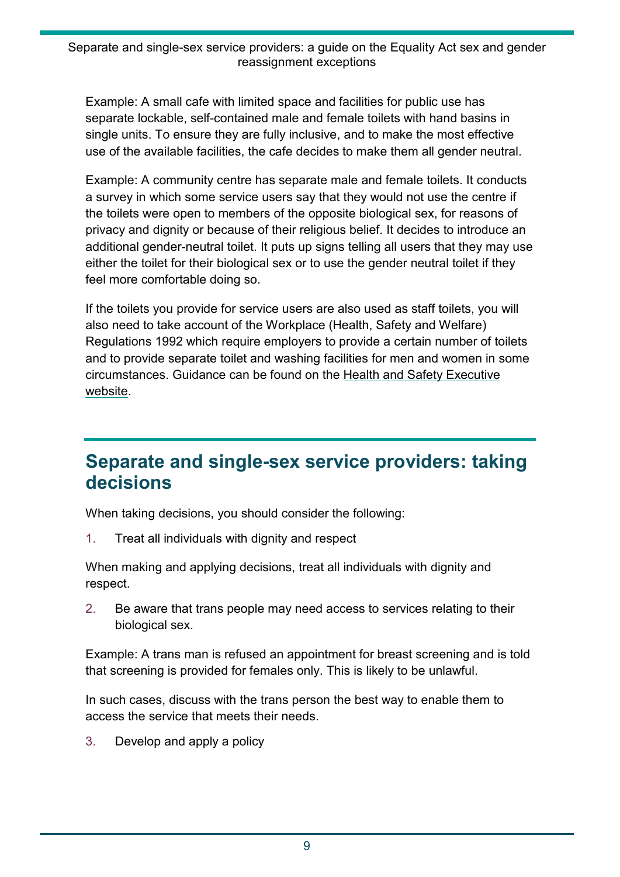Example: A small cafe with limited space and facilities for public use has separate lockable, self-contained male and female toilets with hand basins in single units. To ensure they are fully inclusive, and to make the most effective use of the available facilities, the cafe decides to make them all gender neutral.

Example: A community centre has separate male and female toilets. It conducts a survey in which some service users say that they would not use the centre if the toilets were open to members of the opposite biological sex, for reasons of privacy and dignity or because of their religious belief. It decides to introduce an additional gender-neutral toilet. It puts up signs telling all users that they may use either the toilet for their biological sex or to use the gender neutral toilet if they feel more comfortable doing so.

If the toilets you provide for service users are also used as staff toilets, you will also need to take account of the Workplace (Health, Safety and Welfare) Regulations 1992 which require employers to provide a certain number of toilets and to provide separate toilet and washing facilities for men and women in some circumstances. Guidance can be found on the Health and Safety Executive website.

## Separate and single-sex service providers: taking decisions

When taking decisions, you should consider the following:

1. Treat all individuals with dignity and respect

When making and applying decisions, treat all individuals with dignity and respect.

2. Be aware that trans people may need access to services relating to their biological sex.

Example: A trans man is refused an appointment for breast screening and is told that screening is provided for females only. This is likely to be unlawful.

In such cases, discuss with the trans person the best way to enable them to access the service that meets their needs.

3. Develop and apply a policy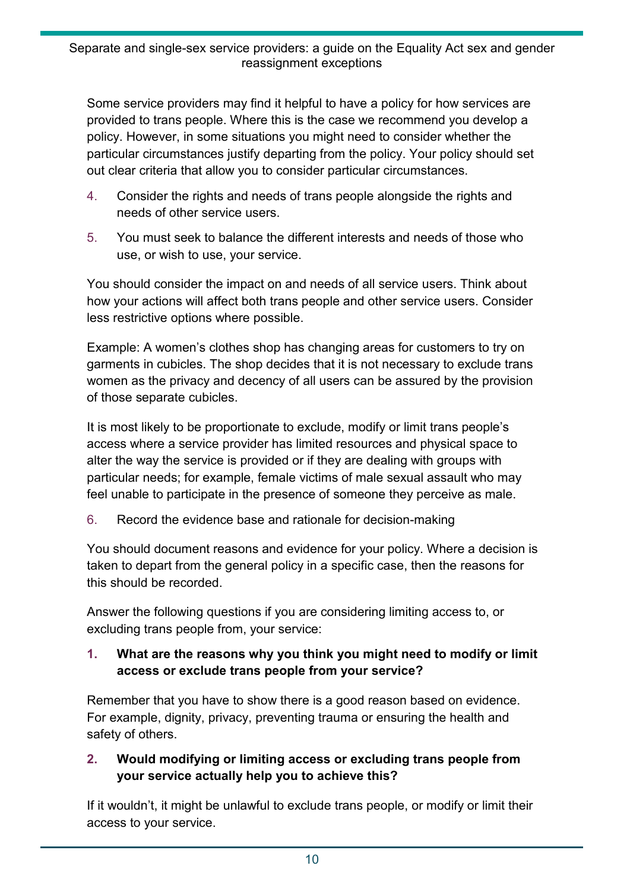Some service providers may find it helpful to have a policy for how services are provided to trans people. Where this is the case we recommend you develop a policy. However, in some situations you might need to consider whether the particular circumstances justify departing from the policy. Your policy should set out clear criteria that allow you to consider particular circumstances.

4. Consider the rights and needs of trans people alongside the rights and needs of other service users.

5. You must seek to balance the different interests and needs of those who use, or wish to use, your service.

You should consider the impact on and needs of all service users. Think about how your actions will affect both trans people and other service users. Consider less restrictive options where possible.

Example: A women's clothes shop has changing areas for customers to try on garments in cubicles. The shop decides that it is not necessary to exclude trans women as the privacy and decency of all users can be assured by the provision of those separate cubicles.

It is most likely to be proportionate to exclude, modify or limit trans people's access where a service provider has limited resources and physical space to alter the way the service is provided or if they are dealing with groups with particular needs; for example, female victims of male sexual assault who may feel unable to participate in the presence of someone they perceive as male.

6. Record the evidence base and rationale for decision-making

You should document reasons and evidence for your policy. Where a decision is taken to depart from the general policy in a specific case, then the reasons for this should be recorded.

Answer the following questions if you are considering limiting access to, or excluding trans people from, your service:

**1. What are the reasons why you think you might need to modify or limit access or exclude trans people from your service?**

Remember that you have to show there is a good reason based on evidence. For example, dignity, privacy, preventing trauma or ensuring the health and safety of others.

**2. Would modifying or limiting access or excluding trans people from your service actually help you to achieve this?**

If it wouldn't, it might be unlawful to exclude trans people, or modify or limit their access to your service.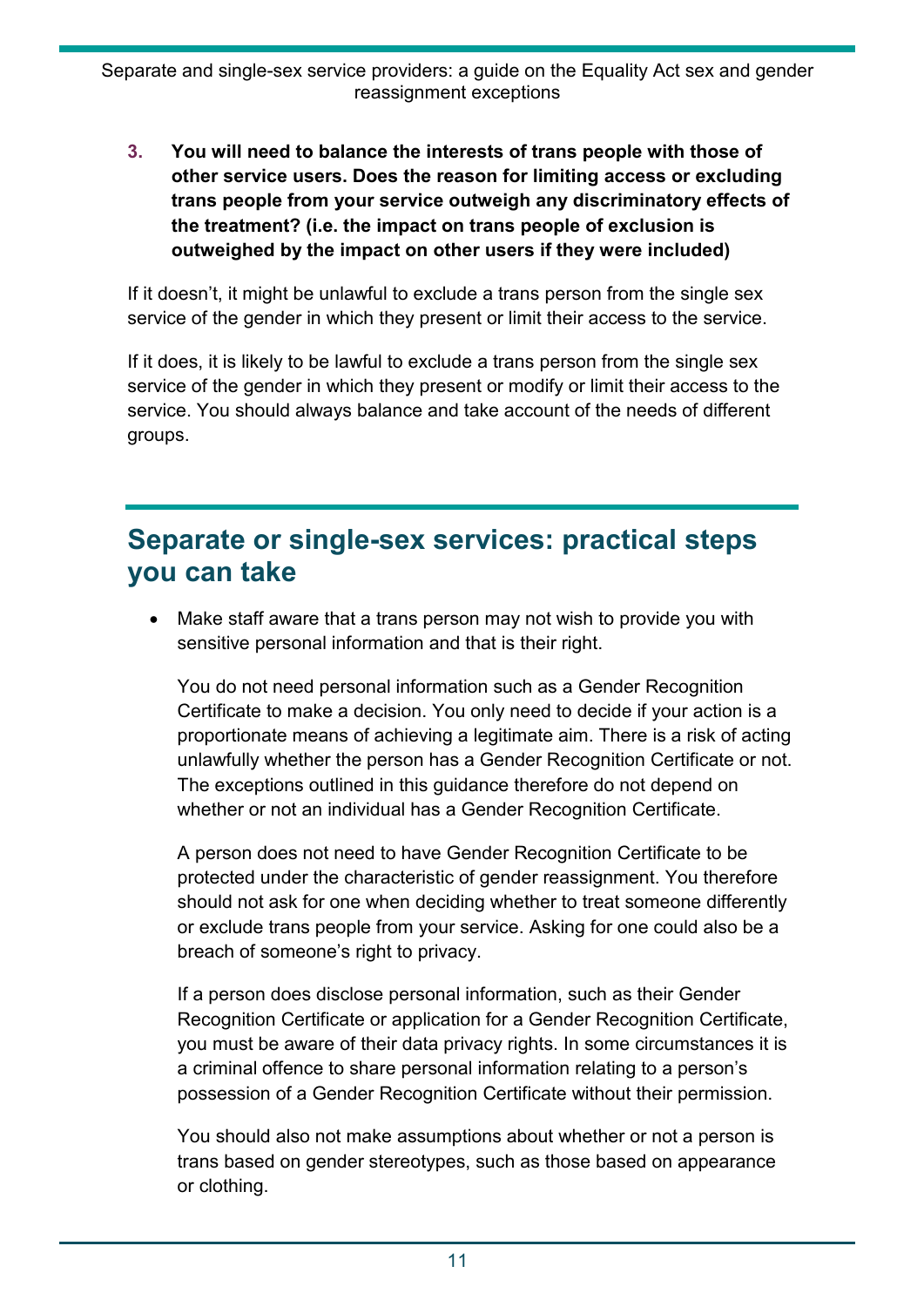3. **You will need to balance the interests of trans people with those of other service users. Does the reason for limiting access or excluding trans people from your service outweigh any discriminatory effects of the treatment? (i.e. the impact on trans people of exclusion is outweighed by the impact on other users if they were included)**

If it doesn't, it might be unlawful to exclude a trans person from the single sex service of the gender in which they present or limit their access to the service.

If it does, it is likely to be lawful to exclude a trans person from the single sex service of the gender in which they present or modify or limit their access to the service. You should always balance and take account of the needs of different groups.

## Separate or single-sex services: practical steps you can take

- Make staff aware that a trans person may not wish to provide you with sensitive personal information and that is their right.

  You do not need personal information such as a Gender Recognition Certificate to make a decision. You only need to decide if your action is a proportionate means of achieving a legitimate aim. There is a risk of acting unlawfully whether the person has a Gender Recognition Certificate or not. The exceptions outlined in this guidance therefore do not depend on whether or not an individual has a Gender Recognition Certificate.

  A person does not need to have Gender Recognition Certificate to be protected under the characteristic of gender reassignment. You therefore should not ask for one when deciding whether to treat someone differently or exclude trans people from your service. Asking for one could also be a breach of someone's right to privacy.

  If a person does disclose personal information, such as their Gender Recognition Certificate or application for a Gender Recognition Certificate, you must be aware of their data privacy rights. In some circumstances it is a criminal offence to share personal information relating to a person's possession of a Gender Recognition Certificate without their permission.

  You should also not make assumptions about whether or not a person is trans based on gender stereotypes, such as those based on appearance or clothing.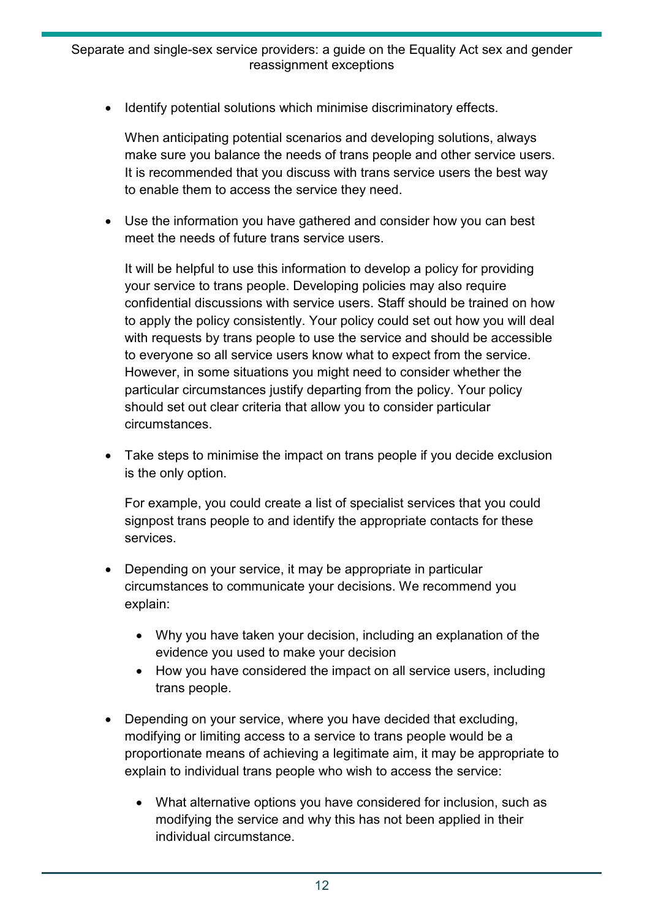- Identify potential solutions which minimise discriminatory effects.

  When anticipating potential scenarios and developing solutions, always make sure you balance the needs of trans people and other service users. It is recommended that you discuss with trans service users the best way to enable them to access the service they need.

- Use the information you have gathered and consider how you can best meet the needs of future trans service users.

  It will be helpful to use this information to develop a policy for providing your service to trans people. Developing policies may also require confidential discussions with service users. Staff should be trained on how to apply the policy consistently. Your policy could set out how you will deal with requests by trans people to use the service and should be accessible to everyone so all service users know what to expect from the service. However, in some situations you might need to consider whether the particular circumstances justify departing from the policy. Your policy should set out clear criteria that allow you to consider particular circumstances.

- Take steps to minimise the impact on trans people if you decide exclusion is the only option.

  For example, you could create a list of specialist services that you could signpost trans people to and identify the appropriate contacts for these services.

- Depending on your service, it may be appropriate in particular circumstances to communicate your decisions. We recommend you explain:

  - Why you have taken your decision, including an explanation of the evidence you used to make your decision
  - How you have considered the impact on all service users, including trans people.

- Depending on your service, where you have decided that excluding, modifying or limiting access to a service to trans people would be a proportionate means of achieving a legitimate aim, it may be appropriate to explain to individual trans people who wish to access the service:

  - What alternative options you have considered for inclusion, such as modifying the service and why this has not been applied in their individual circumstance.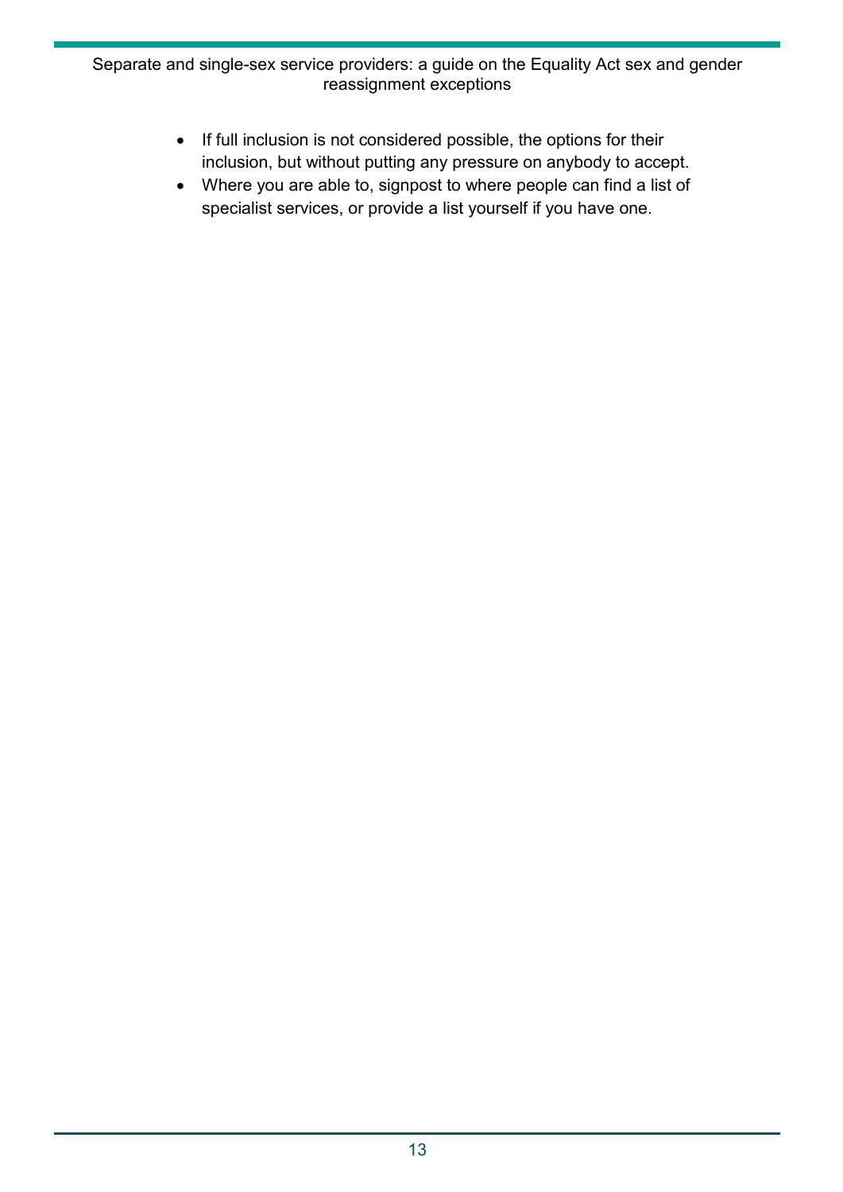- If full inclusion is not considered possible, the options for their inclusion, but without putting any pressure on anybody to accept.
- Where you are able to, signpost to where people can find a list of specialist services, or provide a list yourself if you have one.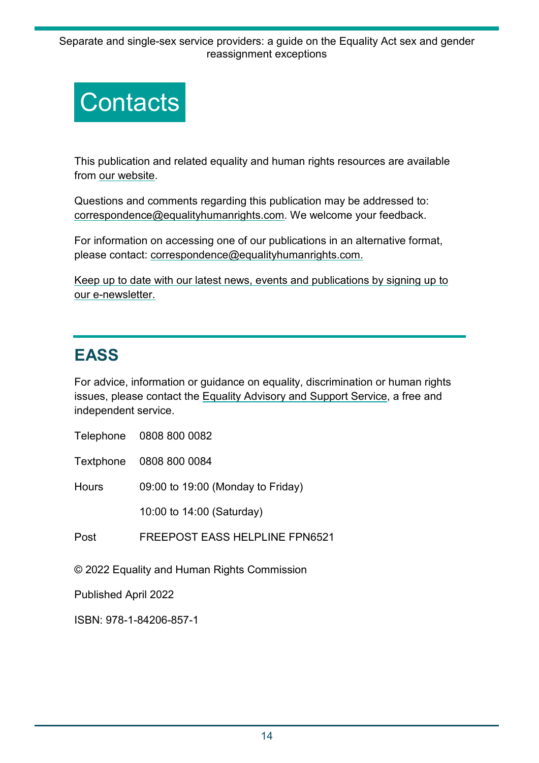# Contacts

This publication and related equality and human rights resources are available from our website.

Questions and comments regarding this publication may be addressed to: correspondence@equalityhumanrights.com. We welcome your feedback.

For information on accessing one of our publications in an alternative format, please contact: correspondence@equalityhumanrights.com.

Keep up to date with our latest news, events and publications by signing up to our e-newsletter.

## EASS

For advice, information or guidance on equality, discrimination or human rights issues, please contact the Equality Advisory and Support Service, a free and independent service.

| | |
|---|---|
| Telephone | 0808 800 0082 |
| Textphone | 0808 800 0084 |
| Hours | 09:00 to 19:00 (Monday to Friday) |
| | 10:00 to 14:00 (Saturday) |
| Post | FREEPOST EASS HELPLINE FPN6521 |

© 2022 Equality and Human Rights Commission

Published April 2022

ISBN: 978-1-84206-857-1